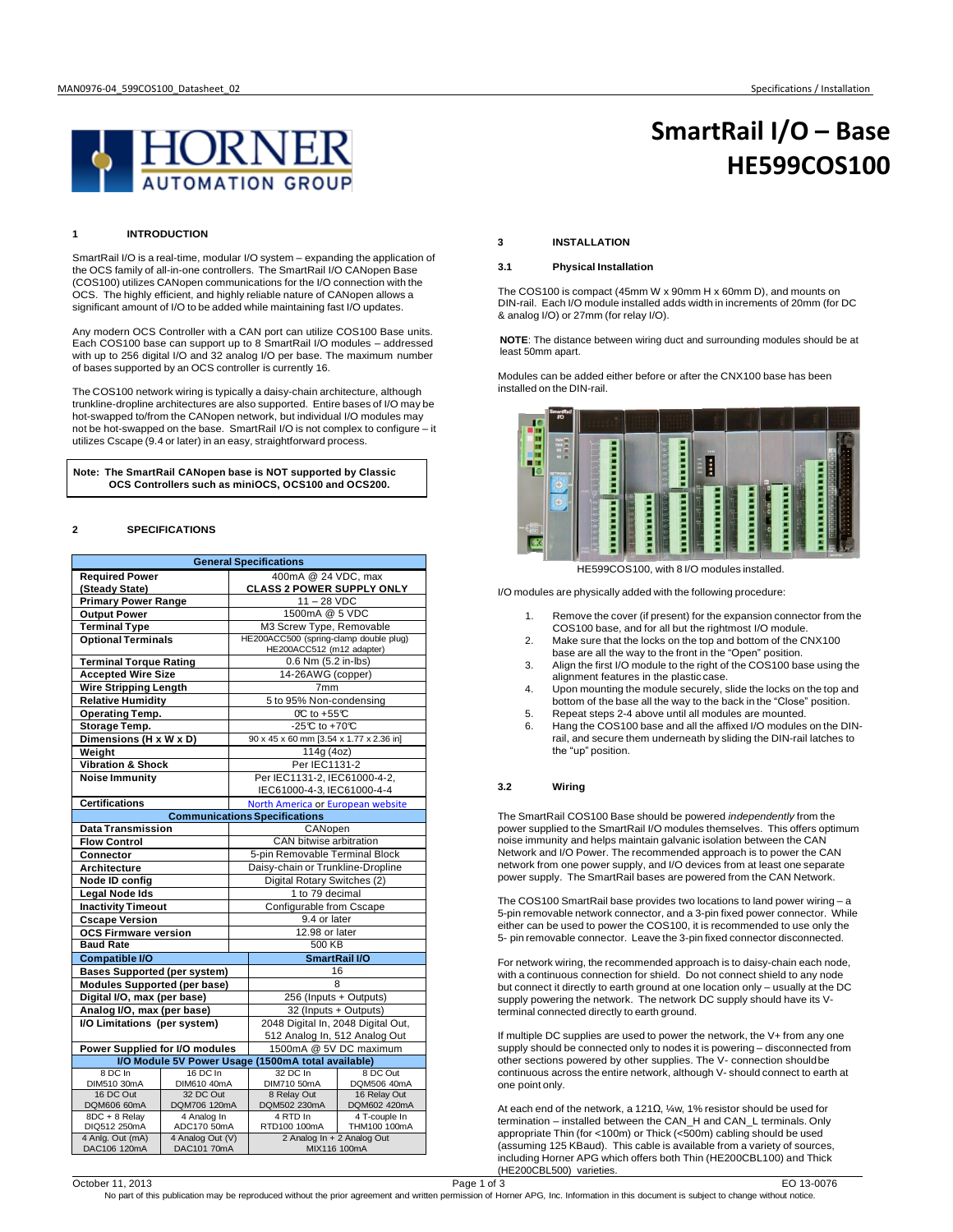# SmartRail I/O – Base HE599COS100

## 1 INTRODUCTION

SmartRail I/O is a real-time, modular I/O system – expanding the application of the OCS family of all-in-one controllers. The SmartRail I/O CANopen Base (COS100) utilizes CANopen communications for the I/O connection with the OCS. The highly efficient, and highly reliable nature of CANopen allows a significant amount of I/O to be added while maintaining fast I/O updates.

Any modern OCS Controller with a CAN port can utilize COS100 Base units. Each COS100 base can support up to 8 SmartRail I/O modules – addressed with up to 256 digital I/O and 32 analog I/O per base. The maximum number of bases supported by an OCS controller is currently 16.

The COS100 network wiring is typically a daisy-chain architecture, although trunkline-dropline architectures are also supported. Entire bases of I/O may be hot-swapped to/from the CANopen network, but individual I/O modules may not be hot-swapped on the base. SmartRail I/O is not complex to configure – it utilizes Cscape (9.4 or later) in an easy, straightforward process.

**Note: The SmartRail CANopen base is NOT supported by Classic OCS Controllers such as miniOCS, OCS100 and OCS200.**

## 2 SPECIFICATIONS

| General Specifications | |
|---|---|
| **Required Power (Steady State)** | 400mA @ 24 VDC, max **CLASS 2 POWER SUPPLY ONLY** |
| **Primary Power Range** | 11 – 28 VDC |
| **Output Power** | 1500mA @ 5 VDC |
| **Terminal Type** | M3 Screw Type, Removable |
| **Optional Terminals** | HE200ACC500 (spring-clamp double plug) HE200ACC512 (m12 adapter) |
| **Terminal Torque Rating** | 0.6 Nm (5.2 in-lbs) |
| **Accepted Wire Size** | 14-26AWG (copper) |
| **Wire Stripping Length** | 7mm |
| **Relative Humidity** | 5 to 95% Non-condensing |
| **Operating Temp.** | 0℃ to +55℃ |
| **Storage Temp.** | -25℃ to +70℃ |
| **Dimensions (H x W x D)** | 90 x 45 x 60 mm [3.54 x 1.77 x 2.36 in] |
| **Weight** | 114g (4oz) |
| **Vibration & Shock** | Per IEC1131-2 |
| **Noise Immunity** | Per IEC1131-2, IEC61000-4-2, IEC61000-4-3, IEC61000-4-4 |
| **Certifications** | North America or European website |

| Communications Specifications | |
|---|---|
| **Data Transmission** | CANopen |
| **Flow Control** | CAN bitwise arbitration |
| **Connector** | 5-pin Removable Terminal Block |
| **Architecture** | Daisy-chain or Trunkline-Dropline |
| **Node ID config** | Digital Rotary Switches (2) |
| **Legal Node Ids** | 1 to 79 decimal |
| **Inactivity Timeout** | Configurable from Cscape |
| **Cscape Version** | 9.4 or later |
| **OCS Firmware version** | 12.98 or later |
| **Baud Rate** | 500 KB |

| Compatible I/O | SmartRail I/O |
|---|---|
| **Bases Supported (per system)** | 16 |
| **Modules Supported (per base)** | 8 |
| **Digital I/O, max (per base)** | 256 (Inputs + Outputs) |
| **Analog I/O, max (per base)** | 32 (Inputs + Outputs) |
| **I/O Limitations (per system)** | 2048 Digital In, 2048 Digital Out, 512 Analog In, 512 Analog Out |
| **Power Supplied for I/O modules** | 1500mA @ 5V DC maximum |

| I/O Module 5V Power Usage (1500mA total available) | | | |
|---|---|---|---|
| 8 DC In DIM510 30mA | 16 DC In DIM610 40mA | 32 DC In DIM710 50mA | 8 DC Out DQM506 40mA |
| 16 DC Out DQM606 60mA | 32 DC Out DQM706 120mA | 8 Relay Out DQM502 230mA | 16 Relay Out DQM602 420mA |
| 8DC + 8 Relay DIQ512 250mA | 4 Analog In ADC170 50mA | 4 RTD In RTD100 100mA | 4 T-couple In THM100 100mA |
| 4 Anlg. Out (mA) DAC106 120mA | 4 Analog Out (V) DAC101 70mA | 2 Analog In + 2 Analog Out MIX116 100mA | |

## 3 INSTALLATION

### 3.1 Physical Installation

The COS100 is compact (45mm W x 90mm H x 60mm D), and mounts on DIN-rail. Each I/O module installed adds width in increments of 20mm (for DC & analog I/O) or 27mm (for relay I/O).

**NOTE**: The distance between wiring duct and surrounding modules should be at least 50mm apart.

Modules can be added either before or after the CNX100 base has been installed on the DIN-rail.

HE599COS100, with 8 I/O modules installed.

I/O modules are physically added with the following procedure:

1. Remove the cover (if present) for the expansion connector from the COS100 base, and for all but the rightmost I/O module.
2. Make sure that the locks on the top and bottom of the CNX100 base are all the way to the front in the "Open" position.
3. Align the first I/O module to the right of the COS100 base using the alignment features in the plastic case.
4. Upon mounting the module securely, slide the locks on the top and bottom of the base all the way to the back in the "Close" position.
5. Repeat steps 2-4 above until all modules are mounted.
6. Hang the COS100 base and all the affixed I/O modules on the DIN-rail, and secure them underneath by sliding the DIN-rail latches to the "up" position.

### 3.2 Wiring

The SmartRail COS100 Base should be powered *independently* from the power supplied to the SmartRail I/O modules themselves. This offers optimum noise immunity and helps maintain galvanic isolation between the CAN Network and I/O Power. The recommended approach is to power the CAN network from one power supply, and I/O devices from at least one separate power supply. The SmartRail bases are powered from the CAN Network.

The COS100 SmartRail base provides two locations to land power wiring – a 5-pin removable network connector, and a 3-pin fixed power connector. While either can be used to power the COS100, it is recommended to use only the 5- pin removable connector. Leave the 3-pin fixed connector disconnected.

For network wiring, the recommended approach is to daisy-chain each node, with a continuous connection for shield. Do not connect shield to any node but connect it directly to earth ground at one location only – usually at the DC supply powering the network. The network DC supply should have its V- terminal connected directly to earth ground.

If multiple DC supplies are used to power the network, the V+ from any one supply should be connected only to nodes it is powering – disconnected from other sections powered by other supplies. The V- connection should be continuous across the entire network, although V- should connect to earth at one point only.

At each end of the network, a 121Ω, ¼w, 1% resistor should be used for termination – installed between the CAN_H and CAN_L terminals. Only appropriate Thin (for <100m) or Thick (<500m) cabling should be used (assuming 125 KBaud). This cable is available from a variety of sources, including Horner APG which offers both Thin (HE200CBL100) and Thick (HE200CBL500) varieties.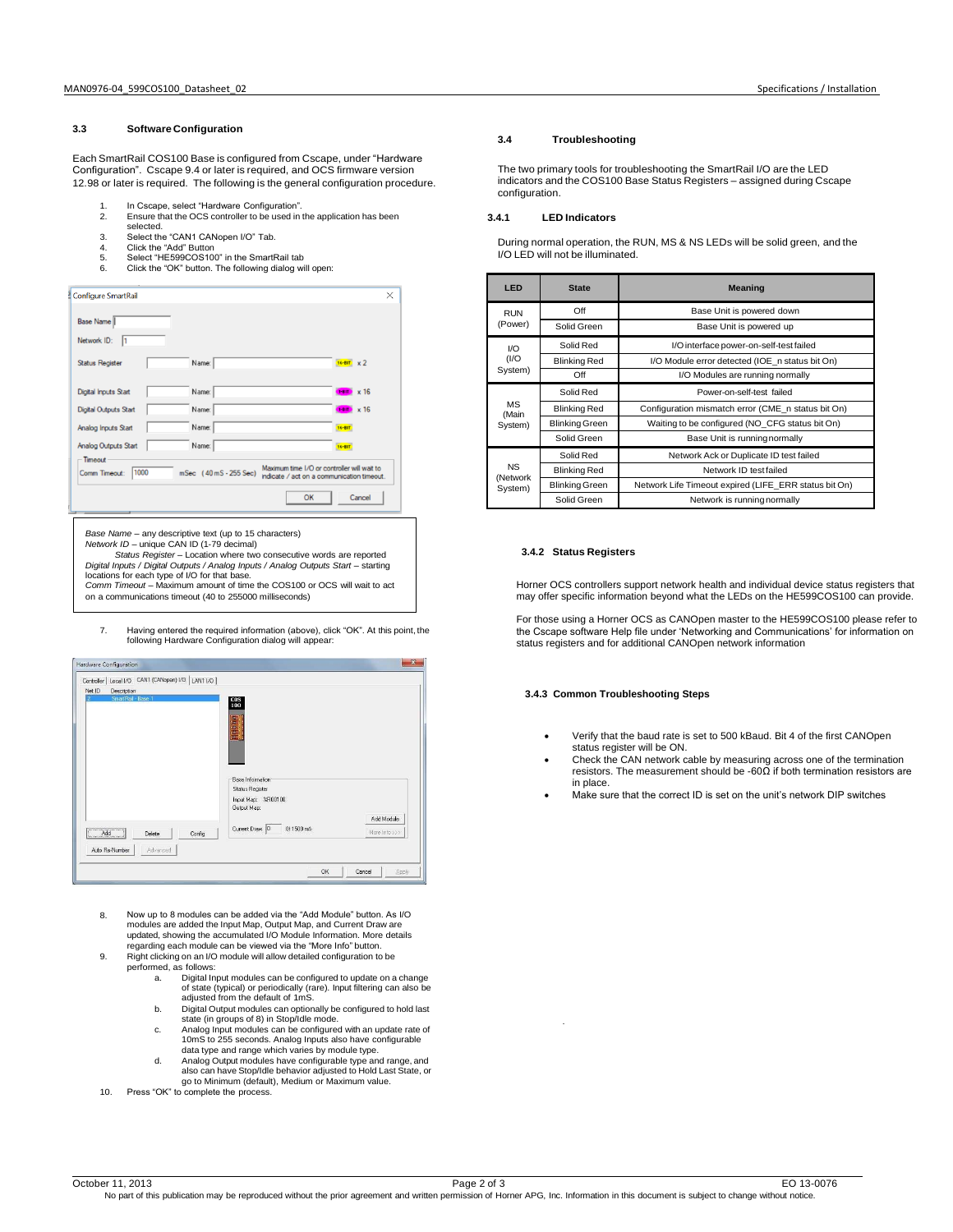### 3.3 Software Configuration

Each SmartRail COS100 Base is configured from Cscape, under "Hardware Configuration". Cscape 9.4 or later is required, and OCS firmware version 12.98 or later is required. The following is the general configuration procedure.

1. In Cscape, select "Hardware Configuration".
2. Ensure that the OCS controller to be used in the application has been selected.
3. Select the "CAN1 CANopen I/O" Tab.
4. Click the "Add" Button
5. Select "HE599COS100" in the SmartRail tab
6. Click the "OK" button. The following dialog will open:

*Base Name* – any descriptive text (up to 15 characters)
*Network ID* – unique CAN ID (1-79 decimal)
*Status Register* – Location where two consecutive words are reported
*Digital Inputs / Digital Outputs / Analog Inputs / Analog Outputs Start* – starting locations for each type of I/O for that base.
*Comm Timeout* – Maximum amount of time the COS100 or OCS will wait to act on a communications timeout (40 to 255000 milliseconds)

7. Having entered the required information (above), click "OK". At this point, the following Hardware Configuration dialog will appear:

8. Now up to 8 modules can be added via the "Add Module" button. As I/O modules are added the Input Map, Output Map, and Current Draw are updated, showing the accumulated I/O Module Information. More details regarding each module can be viewed via the "More Info" button.
9. Right clicking on an I/O module will allow detailed configuration to be performed, as follows:
   a. Digital Input modules can be configured to update on a change of state (typical) or periodically (rare). Input filtering can also be adjusted from the default of 1mS.
   b. Digital Output modules can optionally be configured to hold last state (in groups of 8) in Stop/Idle mode.
   c. Analog Input modules can be configured with an update rate of 10mS to 255 seconds. Analog Inputs also have configurable data type and range which varies by module type.
   d. Analog Output modules have configurable type and range, and also can have Stop/Idle behavior adjusted to Hold Last State, or go to Minimum (default), Medium or Maximum value.
10. Press "OK" to complete the process.

### 3.4 Troubleshooting

The two primary tools for troubleshooting the SmartRail I/O are the LED indicators and the COS100 Base Status Registers – assigned during Cscape configuration.

#### 3.4.1 LED Indicators

During normal operation, the RUN, MS & NS LEDs will be solid green, and the I/O LED will not be illuminated.

| LED | State | Meaning |
|---|---|---|
| RUN (Power) | Off | Base Unit is powered down |
| | Solid Green | Base Unit is powered up |
| I/O (I/O System) | Solid Red | I/O interface power-on-self-test failed |
| | Blinking Red | I/O Module error detected (IOE_n status bit On) |
| | Off | I/O Modules are running normally |
| MS (Main System) | Solid Red | Power-on-self-test failed |
| | Blinking Red | Configuration mismatch error (CME_n status bit On) |
| | Blinking Green | Waiting to be configured (NO_CFG status bit On) |
| | Solid Green | Base Unit is running normally |
| NS (Network System) | Solid Red | Network Ack or Duplicate ID test failed |
| | Blinking Red | Network ID test failed |
| | Blinking Green | Network Life Timeout expired (LIFE_ERR status bit On) |
| | Solid Green | Network is running normally |

#### 3.4.2 Status Registers

Horner OCS controllers support network health and individual device status registers that may offer specific information beyond what the LEDs on the HE599COS100 can provide.

For those using a Horner OCS as CANopen master to the HE599COS100 please refer to the Cscape software Help file under 'Networking and Communications' for information on status registers and for additional CANopen network information

#### 3.4.3 Common Troubleshooting Steps

- Verify that the baud rate is set to 500 kBaud. Bit 4 of the first CANOpen status register will be ON.
- Check the CAN network cable by measuring across one of the termination resistors. The measurement should be -60Ω if both termination resistors are in place.
- Make sure that the correct ID is set on the unit's network DIP switches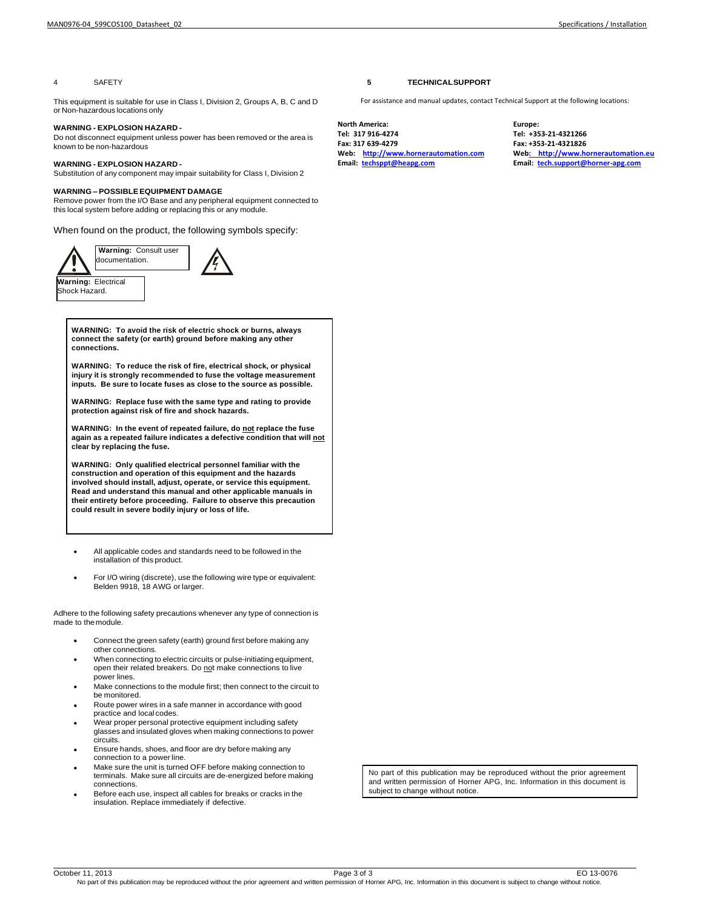# 4 SAFETY

This equipment is suitable for use in Class I, Division 2, Groups A, B, C and D or Non-hazardous locations only

**WARNING - EXPLOSION HAZARD -**
Do not disconnect equipment unless power has been removed or the area is known to be non-hazardous

**WARNING - EXPLOSION HAZARD -**
Substitution of any component may impair suitability for Class I, Division 2

**WARNING – POSSIBLE EQUIPMENT DAMAGE**
Remove power from the I/O Base and any peripheral equipment connected to this local system before adding or replacing this or any module.

When found on the product, the following symbols specify:

**Warning:** Consult user documentation.

**Warning:** Electrical Shock Hazard.

**WARNING: To avoid the risk of electric shock or burns, always connect the safety (or earth) ground before making any other connections.**

**WARNING: To reduce the risk of fire, electrical shock, or physical injury it is strongly recommended to fuse the voltage measurement inputs. Be sure to locate fuses as close to the source as possible.**

**WARNING: Replace fuse with the same type and rating to provide protection against risk of fire and shock hazards.**

**WARNING: In the event of repeated failure, do not replace the fuse again as a repeated failure indicates a defective condition that will not clear by replacing the fuse.**

**WARNING: Only qualified electrical personnel familiar with the construction and operation of this equipment and the hazards involved should install, adjust, operate, or service this equipment. Read and understand this manual and other applicable manuals in their entirety before proceeding. Failure to observe this precaution could result in severe bodily injury or loss of life.**

- All applicable codes and standards need to be followed in the installation of this product.
- For I/O wiring (discrete), use the following wire type or equivalent: Belden 9918, 18 AWG or larger.

Adhere to the following safety precautions whenever any type of connection is made to the module.

- Connect the green safety (earth) ground first before making any other connections.
- When connecting to electric circuits or pulse-initiating equipment, open their related breakers. Do not make connections to live power lines.
- Make connections to the module first; then connect to the circuit to be monitored.
- Route power wires in a safe manner in accordance with good practice and local codes.
- Wear proper personal protective equipment including safety glasses and insulated gloves when making connections to power circuits.
- Ensure hands, shoes, and floor are dry before making any connection to a power line.
- Make sure the unit is turned OFF before making connection to terminals. Make sure all circuits are de-energized before making connections.
- Before each use, inspect all cables for breaks or cracks in the insulation. Replace immediately if defective.

# 5 TECHNICAL SUPPORT

For assistance and manual updates, contact Technical Support at the following locations:

**North America:**
**Tel: 317 916-4274**
**Fax: 317 639-4279**
**Web: http://www.hornerautomation.com**
**Email: techsppt@heapg.com**

**Europe:**
**Tel: +353-21-4321266**
**Fax: +353-21-4321826**
**Web: http://www.hornerautomation.eu**
**Email: tech.support@horner-apg.com**

No part of this publication may be reproduced without the prior agreement and written permission of Horner APG, Inc. Information in this document is subject to change without notice.